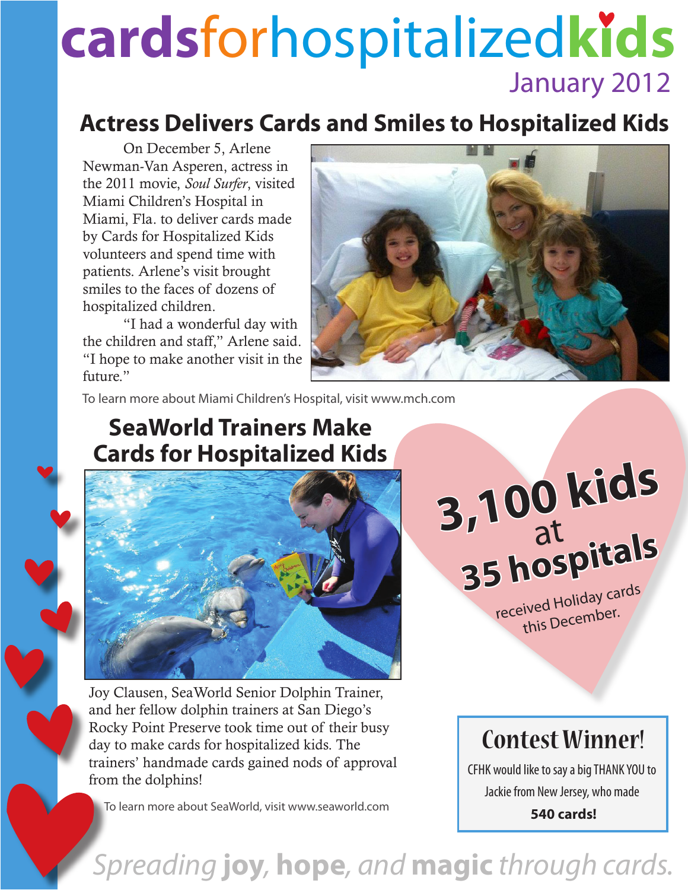# cardsforhospitalizedkids

January 2012

## Actress Delivers Cards and Smiles to Hospitalized Kids

On December 5, Arlene Newman-Van Asperen, actress in the 2011 movie, *Soul Surfer*, visited Miami Children's Hospital in Miami, Fla. to deliver cards made by Cards for Hospitalized Kids volunteers and spend time with patients. Arlene's visit brought smiles to the faces of dozens of hospitalized children.

"I had a wonderful day with the children and staff," Arlene said. "I hope to make another visit in the future."

To learn more about Miami Children's Hospital, visit www.mch.com

## SeaWorld Trainers Make Cards for Hospitalized Kids

Joy Clausen, SeaWorld Senior Dolphin Trainer, and her fellow dolphin trainers at San Diego's Rocky Point Preserve took time out of their busy day to make cards for hospitalized kids. The trainers' handmade cards gained nods of approval from the dolphins!

To learn more about SeaWorld, visit www.seaworld.com

**3,100 kids at 35 hospitals** received Holiday cards this December.

### Contest Winner!

CFHK would like to say a big THANK YOU to Jackie from New Jersey, who made **540 cards!**

*Spreading* **joy, hope,** *and* **magic** *through cards.*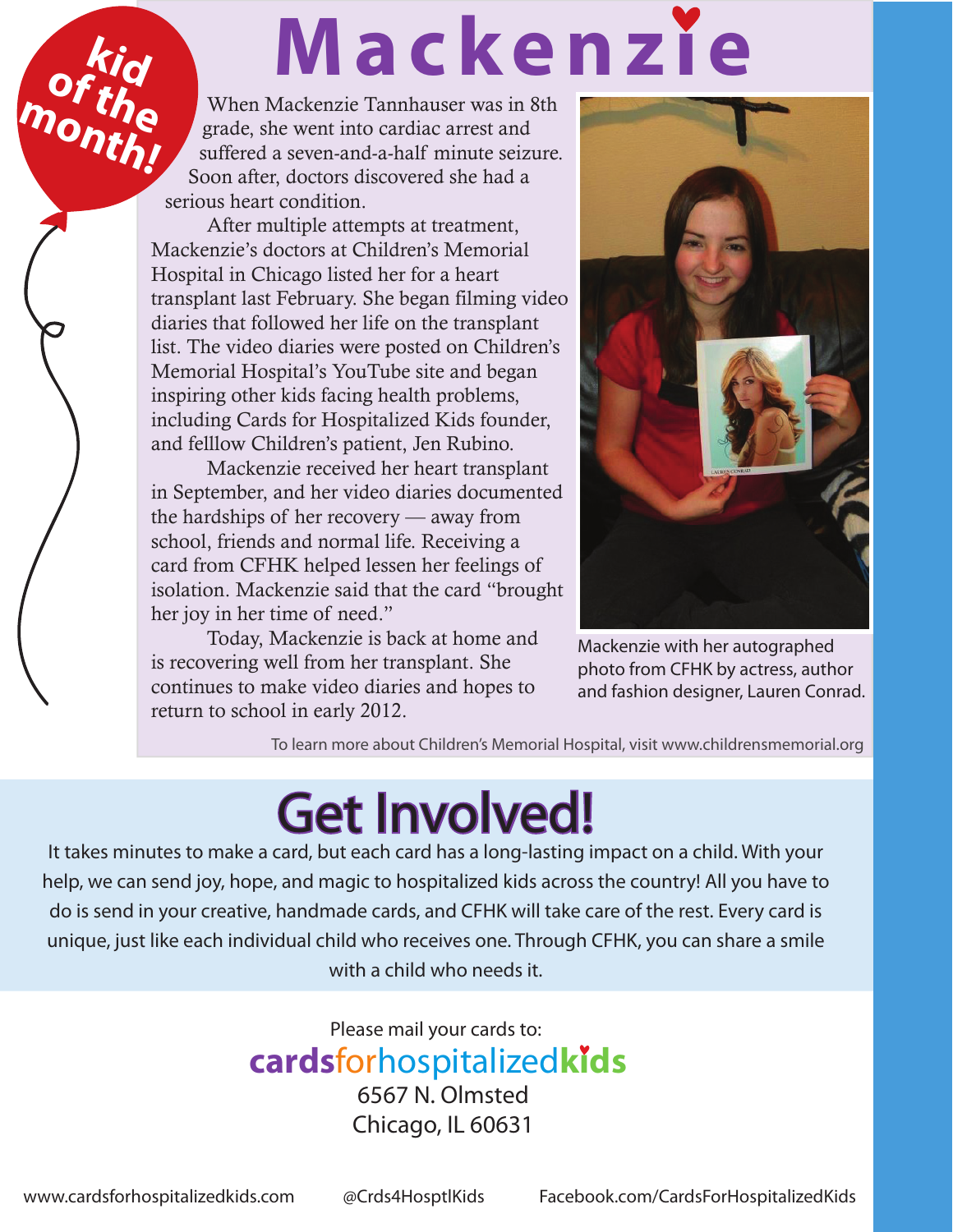kid of the month!

# Mackenzie

When Mackenzie Tannhauser was in 8th grade, she went into cardiac arrest and suffered a seven-and-a-half minute seizure. Soon after, doctors discovered she had a serious heart condition.

After multiple attempts at treatment, Mackenzie's doctors at Children's Memorial Hospital in Chicago listed her for a heart transplant last February. She began filming video diaries that followed her life on the transplant list. The video diaries were posted on Children's Memorial Hospital's YouTube site and began inspiring other kids facing health problems, including Cards for Hospitalized Kids founder, and felllow Children's patient, Jen Rubino.

Mackenzie received her heart transplant in September, and her video diaries documented the hardships of her recovery — away from school, friends and normal life. Receiving a card from CFHK helped lessen her feelings of isolation. Mackenzie said that the card "brought her joy in her time of need."

Today, Mackenzie is back at home and is recovering well from her transplant. She continues to make video diaries and hopes to return to school in early 2012.

Mackenzie with her autographed photo from CFHK by actress, author and fashion designer, Lauren Conrad.

To learn more about Children's Memorial Hospital, visit www.childrensmemorial.org

# Get Involved!

It takes minutes to make a card, but each card has a long-lasting impact on a child. With your help, we can send joy, hope, and magic to hospitalized kids across the country! All you have to do is send in your creative, handmade cards, and CFHK will take care of the rest. Every card is unique, just like each individual child who receives one. Through CFHK, you can share a smile with a child who needs it.

Please mail your cards to:

**cardsforhospitalizedkids**

6567 N. Olmsted
Chicago, IL 60631

www.cardsforhospitalizedkids.com @Crds4HosptlKids Facebook.com/CardsForHospitalizedKids